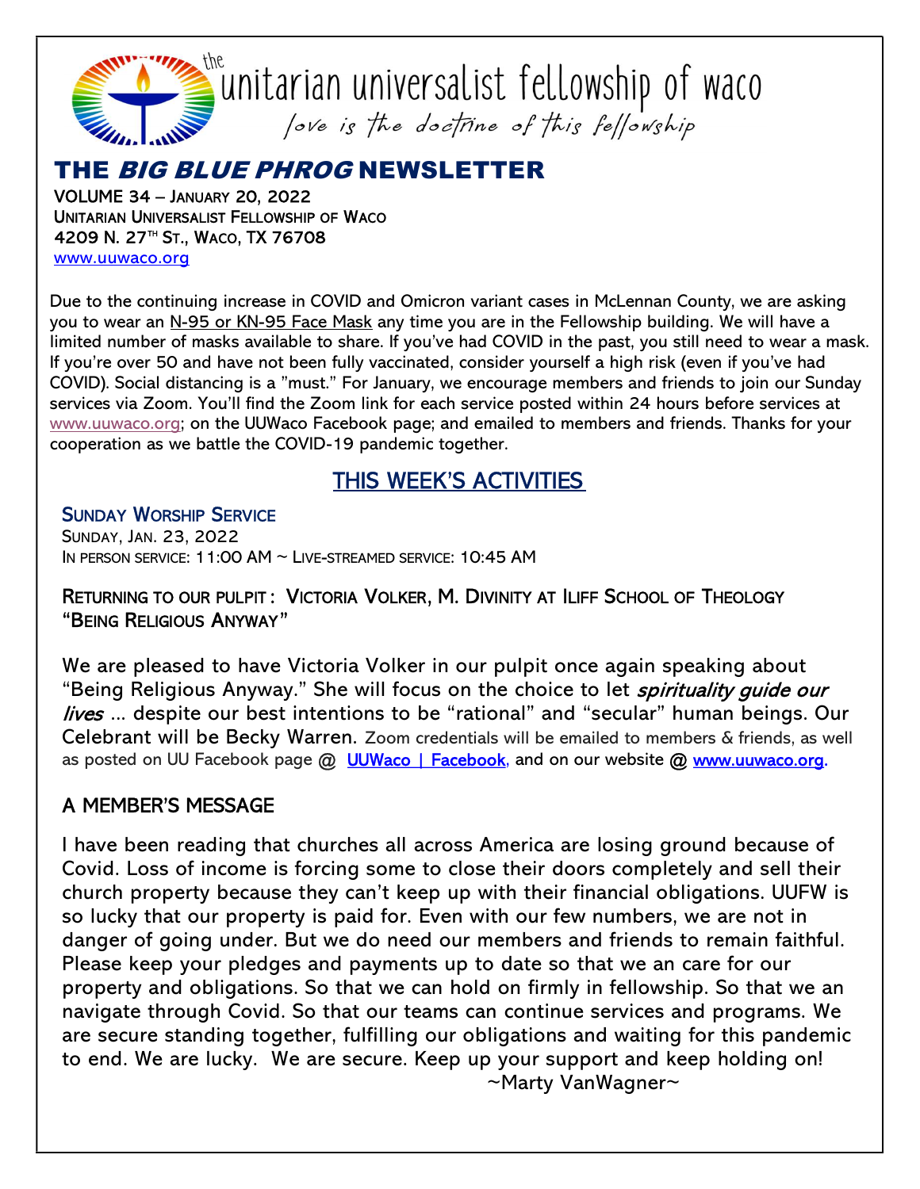the unitarian universalist fellowship of waco

*love is the doctrine of this fellowship*

# THE *BIG BLUE PHROG* NEWSLETTER

**VOLUME 34 – JANUARY 20, 2022**
**UNITARIAN UNIVERSALIST FELLOWSHIP OF WACO**
**4209 N. 27TH ST., WACO, TX 76708**
www.uuwaco.org

Due to the continuing increase in COVID and Omicron variant cases in McLennan County, we are asking you to wear an N-95 or KN-95 Face Mask any time you are in the Fellowship building. We will have a limited number of masks available to share. If you've had COVID in the past, you still need to wear a mask. If you're over 50 and have not been fully vaccinated, consider yourself a high risk (even if you've had COVID). Social distancing is a "must." For January, we encourage members and friends to join our Sunday services via Zoom. You'll find the Zoom link for each service posted within 24 hours before services at www.uuwaco.org; on the UUWaco Facebook page; and emailed to members and friends. Thanks for your cooperation as we battle the COVID-19 pandemic together.

## THIS WEEK'S ACTIVITIES

### SUNDAY WORSHIP SERVICE

SUNDAY, JAN. 23, 2022
IN PERSON SERVICE: 11:00 AM ~ LIVE-STREAMED SERVICE: 10:45 AM

**RETURNING TO OUR PULPIT : VICTORIA VOLKER, M. DIVINITY AT ILIFF SCHOOL OF THEOLOGY**
**"BEING RELIGIOUS ANYWAY"**

We are pleased to have Victoria Volker in our pulpit once again speaking about "Being Religious Anyway." She will focus on the choice to let *spirituality guide our lives* … despite our best intentions to be "rational" and "secular" human beings. Our Celebrant will be Becky Warren. Zoom credentials will be emailed to members & friends, as well as posted on UU Facebook page @ UUWaco | Facebook, and on our website @ www.uuwaco.org.

### A MEMBER'S MESSAGE

I have been reading that churches all across America are losing ground because of Covid. Loss of income is forcing some to close their doors completely and sell their church property because they can't keep up with their financial obligations. UUFW is so lucky that our property is paid for. Even with our few numbers, we are not in danger of going under. But we do need our members and friends to remain faithful. Please keep your pledges and payments up to date so that we an care for our property and obligations. So that we can hold on firmly in fellowship. So that we an navigate through Covid. So that our teams can continue services and programs. We are secure standing together, fulfilling our obligations and waiting for this pandemic to end. We are lucky. We are secure. Keep up your support and keep holding on!

~Marty VanWagner~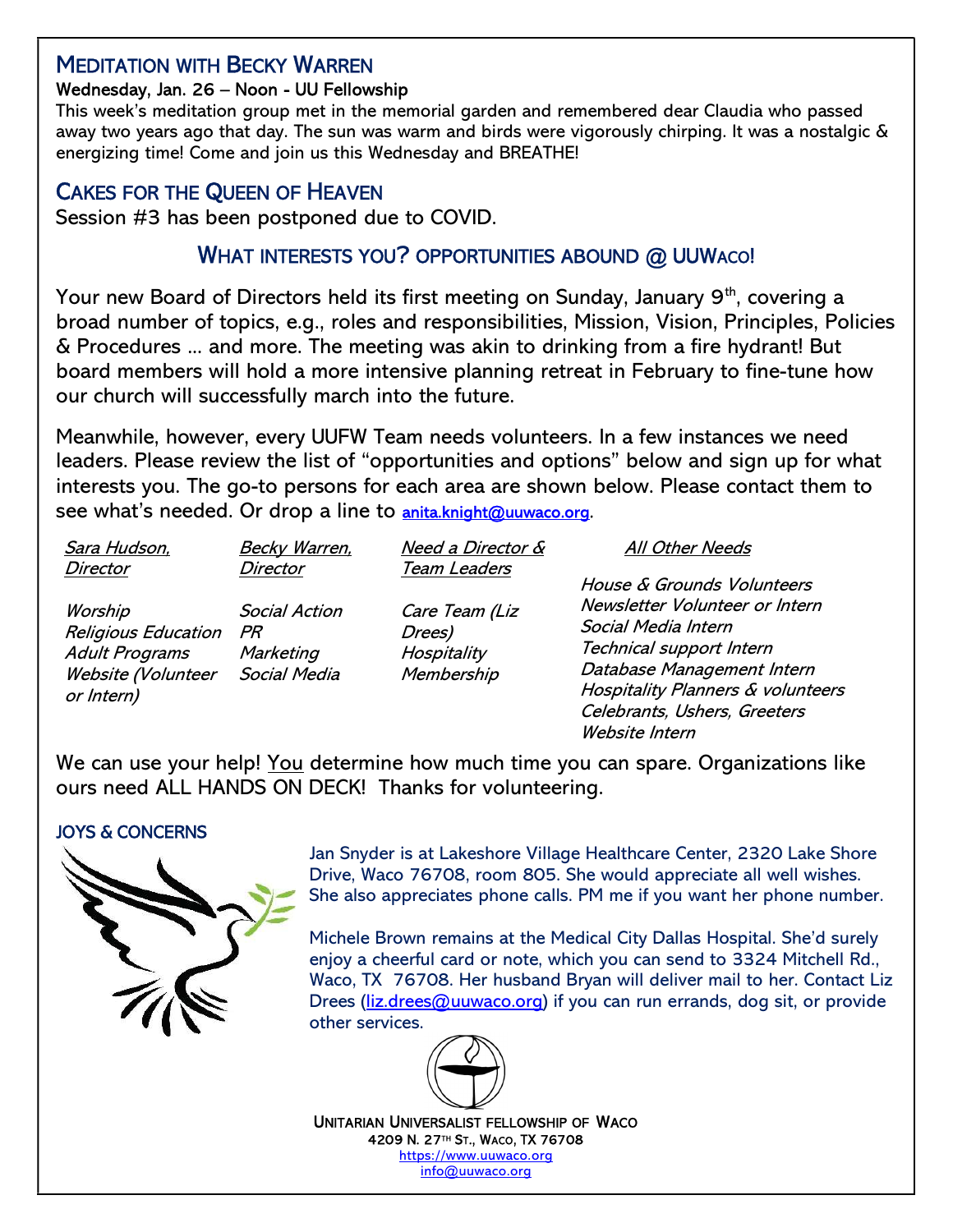## Meditation with Becky Warren

**Wednesday, Jan. 26 – Noon - UU Fellowship**

This week's meditation group met in the memorial garden and remembered dear Claudia who passed away two years ago that day. The sun was warm and birds were vigorously chirping. It was a nostalgic & energizing time! Come and join us this Wednesday and BREATHE!

## Cakes for the Queen of Heaven

Session #3 has been postponed due to COVID.

## What interests you? Opportunities abound @ UUWaco!

Your new Board of Directors held its first meeting on Sunday, January 9th, covering a broad number of topics, e.g., roles and responsibilities, Mission, Vision, Principles, Policies & Procedures … and more. The meeting was akin to drinking from a fire hydrant! But board members will hold a more intensive planning retreat in February to fine-tune how our church will successfully march into the future.

Meanwhile, however, every UUFW Team needs volunteers. In a few instances we need leaders. Please review the list of "opportunities and options" below and sign up for what interests you. The go-to persons for each area are shown below. Please contact them to see what's needed. Or drop a line to anita.knight@uuwaco.org.

| *Sara Hudson, Director* | *Becky Warren, Director* | *Need a Director & Team Leaders* | *All Other Needs* |
|---|---|---|---|
| *Worship*<br>*Religious Education*<br>*Adult Programs*<br>*Website (Volunteer or Intern)* | *Social Action*<br>*PR*<br>*Marketing*<br>*Social Media* | *Care Team (Liz Drees)*<br>*Hospitality*<br>*Membership* | *House & Grounds Volunteers*<br>*Newsletter Volunteer or Intern*<br>*Social Media Intern*<br>*Technical support Intern*<br>*Database Management Intern*<br>*Hospitality Planners & volunteers*<br>*Celebrants, Ushers, Greeters*<br>*Website Intern* |

We can use your help! You determine how much time you can spare. Organizations like ours need ALL HANDS ON DECK! Thanks for volunteering.

### Joys & Concerns

Jan Snyder is at Lakeshore Village Healthcare Center, 2320 Lake Shore Drive, Waco 76708, room 805. She would appreciate all well wishes. She also appreciates phone calls. PM me if you want her phone number.

Michele Brown remains at the Medical City Dallas Hospital. She'd surely enjoy a cheerful card or note, which you can send to 3324 Mitchell Rd., Waco, TX 76708. Her husband Bryan will deliver mail to her. Contact Liz Drees (liz.drees@uuwaco.org) if you can run errands, dog sit, or provide other services.

**Unitarian Universalist Fellowship of Waco**
4209 N. 27th St., Waco, TX 76708
https://www.uuwaco.org
info@uuwaco.org